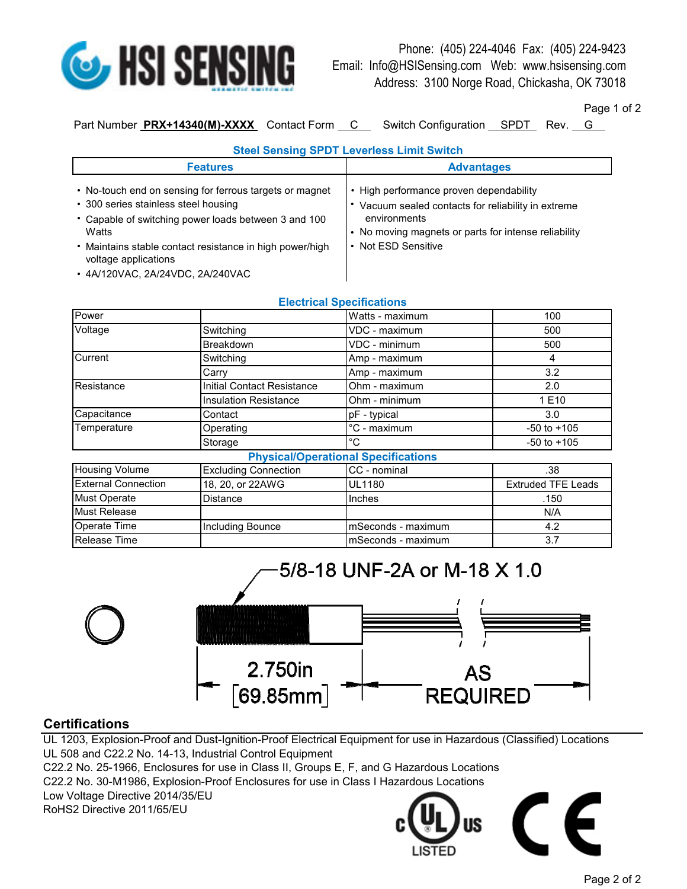HSI SENSING

Phone: (405) 224-4046 Fax: (405) 224-9423
Email: Info@HSISensing.com Web: www.hsisensing.com
Address: 3100 Norge Road, Chickasha, OK 73018

Part Number **PRX+14340(M)-XXXX** Contact Form C Switch Configuration SPDT Rev. G

## Steel Sensing SPDT Leverless Limit Switch

| Features | Advantages |
|---|---|
| • No-touch end on sensing for ferrous targets or magnet<br>• 300 series stainless steel housing<br>• Capable of switching power loads between 3 and 100 Watts<br>• Maintains stable contact resistance in high power/high voltage applications<br>• 4A/120VAC, 2A/24VDC, 2A/240VAC | • High performance proven dependability<br>• Vacuum sealed contacts for reliability in extreme environments<br>• No moving magnets or parts for intense reliability<br>• Not ESD Sensitive |

## Electrical Specifications

| | | | |
|---|---|---|---|
| Power | | Watts - maximum | 100 |
| Voltage | Switching | VDC - maximum | 500 |
| | Breakdown | VDC - minimum | 500 |
| Current | Switching | Amp - maximum | 4 |
| | Carry | Amp - maximum | 3.2 |
| Resistance | Initial Contact Resistance | Ohm - maximum | 2.0 |
| | Insulation Resistance | Ohm - minimum | 1 E10 |
| Capacitance | Contact | pF - typical | 3.0 |
| Temperature | Operating | °C - maximum | -50 to +105 |
| | Storage | °C | -50 to +105 |

## Physical/Operational Specifications

| | | | |
|---|---|---|---|
| Housing Volume | Excluding Connection | CC - nominal | .38 |
| External Connection | 18, 20, or 22AWG | UL1180 | Extruded TFE Leads |
| Must Operate | Distance | Inches | .150 |
| Must Release | | | N/A |
| Operate Time | Including Bounce | mSeconds - maximum | 4.2 |
| Release Time | | mSeconds - maximum | 3.7 |

5/8-18 UNF-2A or M-18 X 1.0

2.750in [69.85mm]

AS REQUIRED

## Certifications

UL 1203, Explosion-Proof and Dust-Ignition-Proof Electrical Equipment for use in Hazardous (Classified) Locations
UL 508 and C22.2 No. 14-13, Industrial Control Equipment
C22.2 No. 25-1966, Enclosures for use in Class II, Groups E, F, and G Hazardous Locations
C22.2 No. 30-M1986, Explosion-Proof Enclosures for use in Class I Hazardous Locations
Low Voltage Directive 2014/35/EU
RoHS2 Directive 2011/65/EU

c UL us LISTED

CE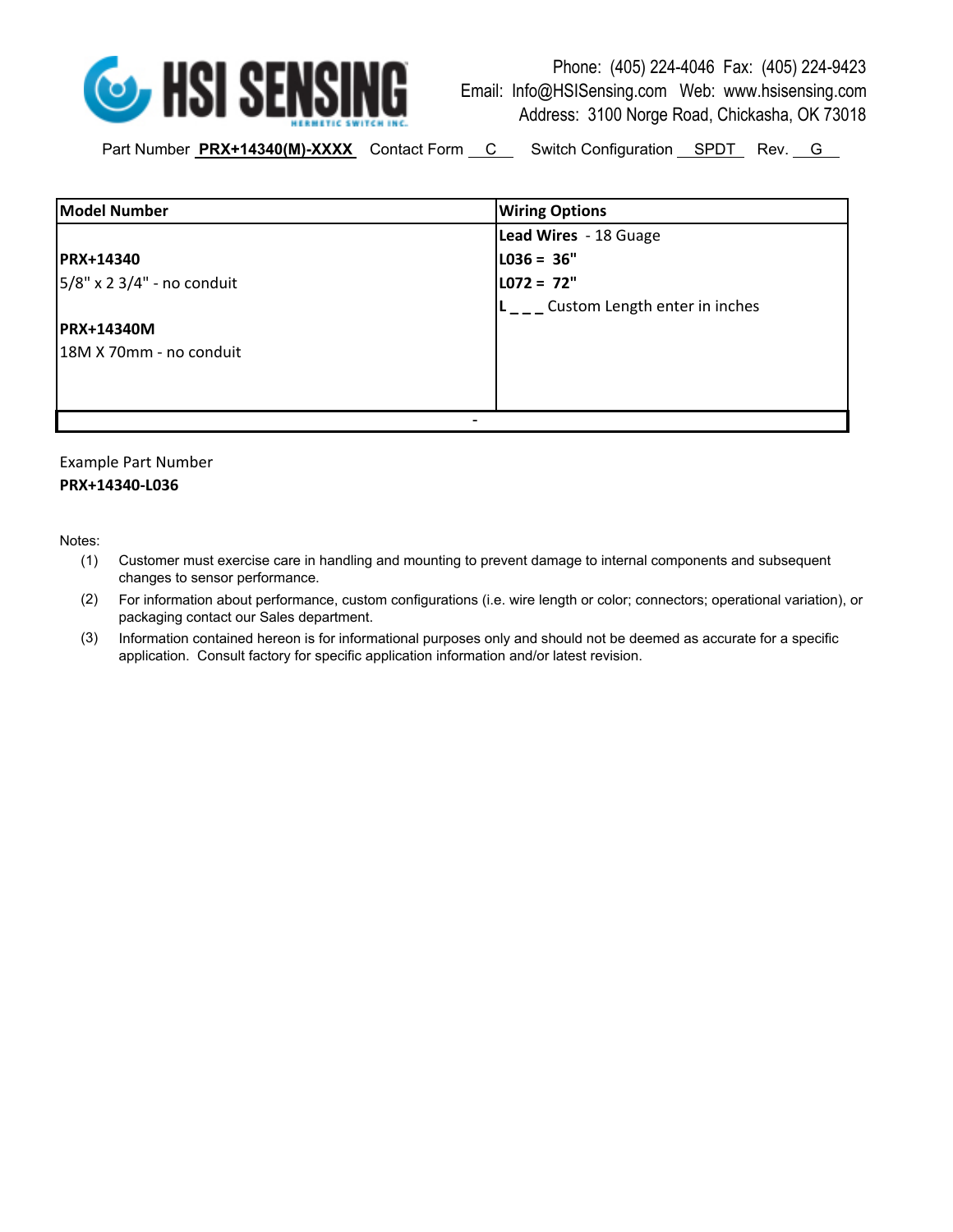**HSI SENSING**
HERMETIC SWITCH INC.

Phone: (405) 224-4046 Fax: (405) 224-9423
Email: Info@HSISensing.com Web: www.hsisensing.com
Address: 3100 Norge Road, Chickasha, OK 73018

Part Number **PRX+14340(M)-XXXX** Contact Form C Switch Configuration SPDT Rev. G

| Model Number | Wiring Options |
|---|---|
| | **Lead Wires** - 18 Guage |
| **PRX+14340** | **L036 = 36"** |
| 5/8" x 2 3/4" - no conduit | **L072 = 72"** |
| | **L _ _ _** Custom Length enter in inches |
| **PRX+14340M** | |
| 18M X 70mm - no conduit | |
| - | |

Example Part Number
**PRX+14340-L036**

Notes:

(1) Customer must exercise care in handling and mounting to prevent damage to internal components and subsequent changes to sensor performance.

(2) For information about performance, custom configurations (i.e. wire length or color; connectors; operational variation), or packaging contact our Sales department.

(3) Information contained hereon is for informational purposes only and should not be deemed as accurate for a specific application. Consult factory for specific application information and/or latest revision.